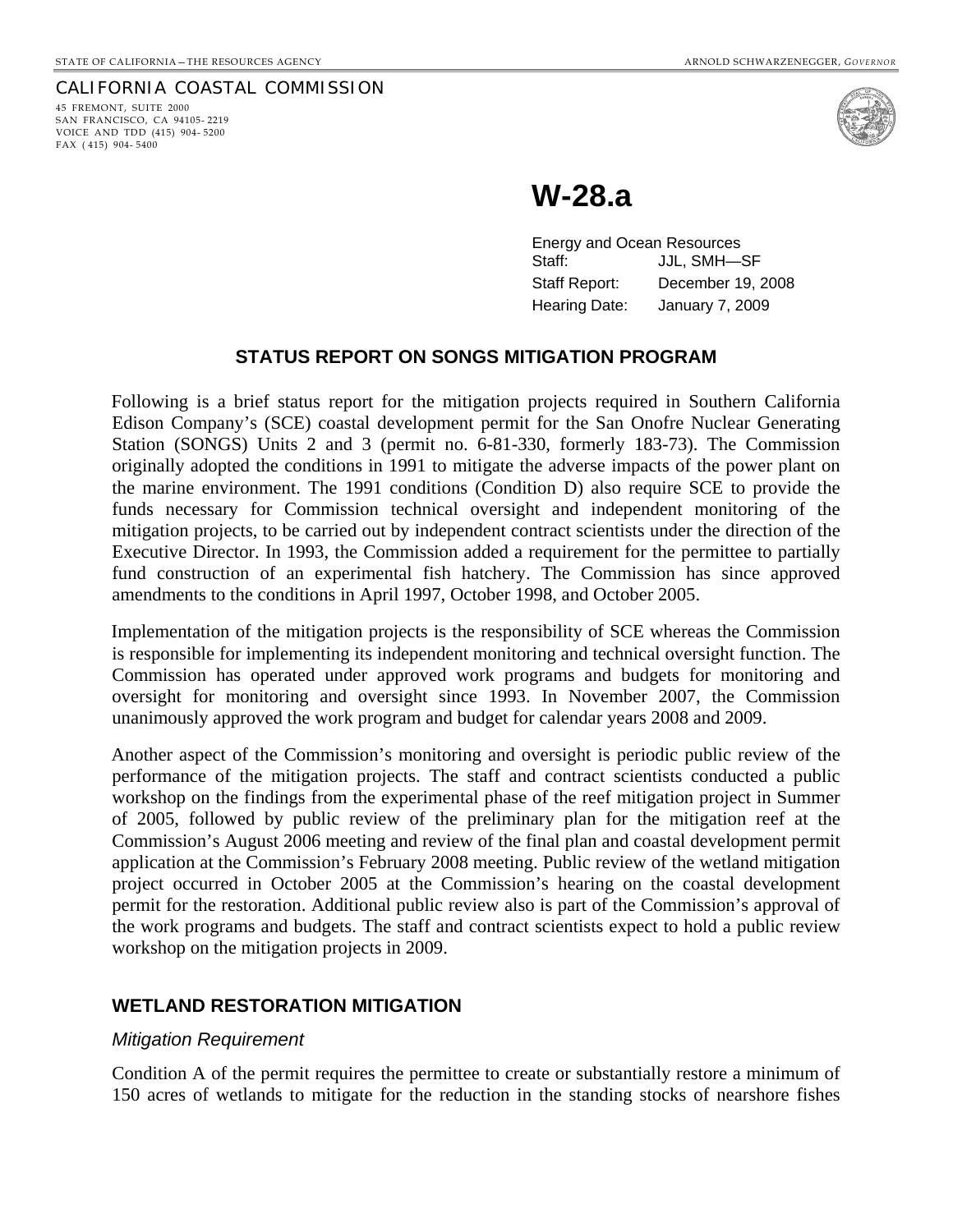STATE OF CALIFORNIA—THE RESOURCES AGENCY ARNOLD SCHWARZENEGGER, *GOVERNOR*

CALIFORNIA COASTAL COMMISSION
45 FREMONT, SUITE 2000
SAN FRANCISCO, CA 94105-2219
VOICE AND TDD (415) 904-5200
FAX (415) 904-5400

# W-28.a

Energy and Ocean Resources

| | |
|---|---|
| Staff: | JJL, SMH—SF |
| Staff Report: | December 19, 2008 |
| Hearing Date: | January 7, 2009 |

## STATUS REPORT ON SONGS MITIGATION PROGRAM

Following is a brief status report for the mitigation projects required in Southern California Edison Company's (SCE) coastal development permit for the San Onofre Nuclear Generating Station (SONGS) Units 2 and 3 (permit no. 6-81-330, formerly 183-73). The Commission originally adopted the conditions in 1991 to mitigate the adverse impacts of the power plant on the marine environment. The 1991 conditions (Condition D) also require SCE to provide the funds necessary for Commission technical oversight and independent monitoring of the mitigation projects, to be carried out by independent contract scientists under the direction of the Executive Director. In 1993, the Commission added a requirement for the permittee to partially fund construction of an experimental fish hatchery. The Commission has since approved amendments to the conditions in April 1997, October 1998, and October 2005.

Implementation of the mitigation projects is the responsibility of SCE whereas the Commission is responsible for implementing its independent monitoring and technical oversight function. The Commission has operated under approved work programs and budgets for monitoring and oversight for monitoring and oversight since 1993. In November 2007, the Commission unanimously approved the work program and budget for calendar years 2008 and 2009.

Another aspect of the Commission's monitoring and oversight is periodic public review of the performance of the mitigation projects. The staff and contract scientists conducted a public workshop on the findings from the experimental phase of the reef mitigation project in Summer of 2005, followed by public review of the preliminary plan for the mitigation reef at the Commission's August 2006 meeting and review of the final plan and coastal development permit application at the Commission's February 2008 meeting. Public review of the wetland mitigation project occurred in October 2005 at the Commission's hearing on the coastal development permit for the restoration. Additional public review also is part of the Commission's approval of the work programs and budgets. The staff and contract scientists expect to hold a public review workshop on the mitigation projects in 2009.

### WETLAND RESTORATION MITIGATION

*Mitigation Requirement*

Condition A of the permit requires the permittee to create or substantially restore a minimum of 150 acres of wetlands to mitigate for the reduction in the standing stocks of nearshore fishes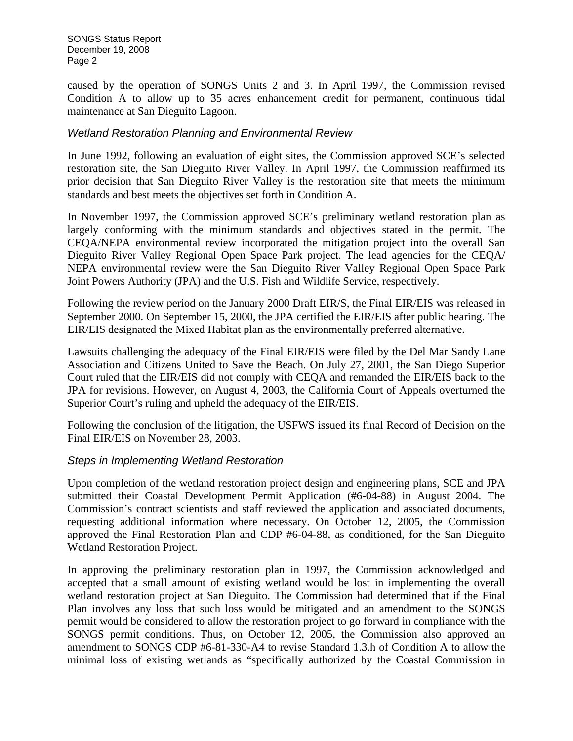caused by the operation of SONGS Units 2 and 3. In April 1997, the Commission revised Condition A to allow up to 35 acres enhancement credit for permanent, continuous tidal maintenance at San Dieguito Lagoon.

### *Wetland Restoration Planning and Environmental Review*

In June 1992, following an evaluation of eight sites, the Commission approved SCE's selected restoration site, the San Dieguito River Valley. In April 1997, the Commission reaffirmed its prior decision that San Dieguito River Valley is the restoration site that meets the minimum standards and best meets the objectives set forth in Condition A.

In November 1997, the Commission approved SCE's preliminary wetland restoration plan as largely conforming with the minimum standards and objectives stated in the permit. The CEQA/NEPA environmental review incorporated the mitigation project into the overall San Dieguito River Valley Regional Open Space Park project. The lead agencies for the CEQA/ NEPA environmental review were the San Dieguito River Valley Regional Open Space Park Joint Powers Authority (JPA) and the U.S. Fish and Wildlife Service, respectively.

Following the review period on the January 2000 Draft EIR/S, the Final EIR/EIS was released in September 2000. On September 15, 2000, the JPA certified the EIR/EIS after public hearing. The EIR/EIS designated the Mixed Habitat plan as the environmentally preferred alternative.

Lawsuits challenging the adequacy of the Final EIR/EIS were filed by the Del Mar Sandy Lane Association and Citizens United to Save the Beach. On July 27, 2001, the San Diego Superior Court ruled that the EIR/EIS did not comply with CEQA and remanded the EIR/EIS back to the JPA for revisions. However, on August 4, 2003, the California Court of Appeals overturned the Superior Court's ruling and upheld the adequacy of the EIR/EIS.

Following the conclusion of the litigation, the USFWS issued its final Record of Decision on the Final EIR/EIS on November 28, 2003.

### *Steps in Implementing Wetland Restoration*

Upon completion of the wetland restoration project design and engineering plans, SCE and JPA submitted their Coastal Development Permit Application (#6-04-88) in August 2004. The Commission's contract scientists and staff reviewed the application and associated documents, requesting additional information where necessary. On October 12, 2005, the Commission approved the Final Restoration Plan and CDP #6-04-88, as conditioned, for the San Dieguito Wetland Restoration Project.

In approving the preliminary restoration plan in 1997, the Commission acknowledged and accepted that a small amount of existing wetland would be lost in implementing the overall wetland restoration project at San Dieguito. The Commission had determined that if the Final Plan involves any loss that such loss would be mitigated and an amendment to the SONGS permit would be considered to allow the restoration project to go forward in compliance with the SONGS permit conditions. Thus, on October 12, 2005, the Commission also approved an amendment to SONGS CDP #6-81-330-A4 to revise Standard 1.3.h of Condition A to allow the minimal loss of existing wetlands as "specifically authorized by the Coastal Commission in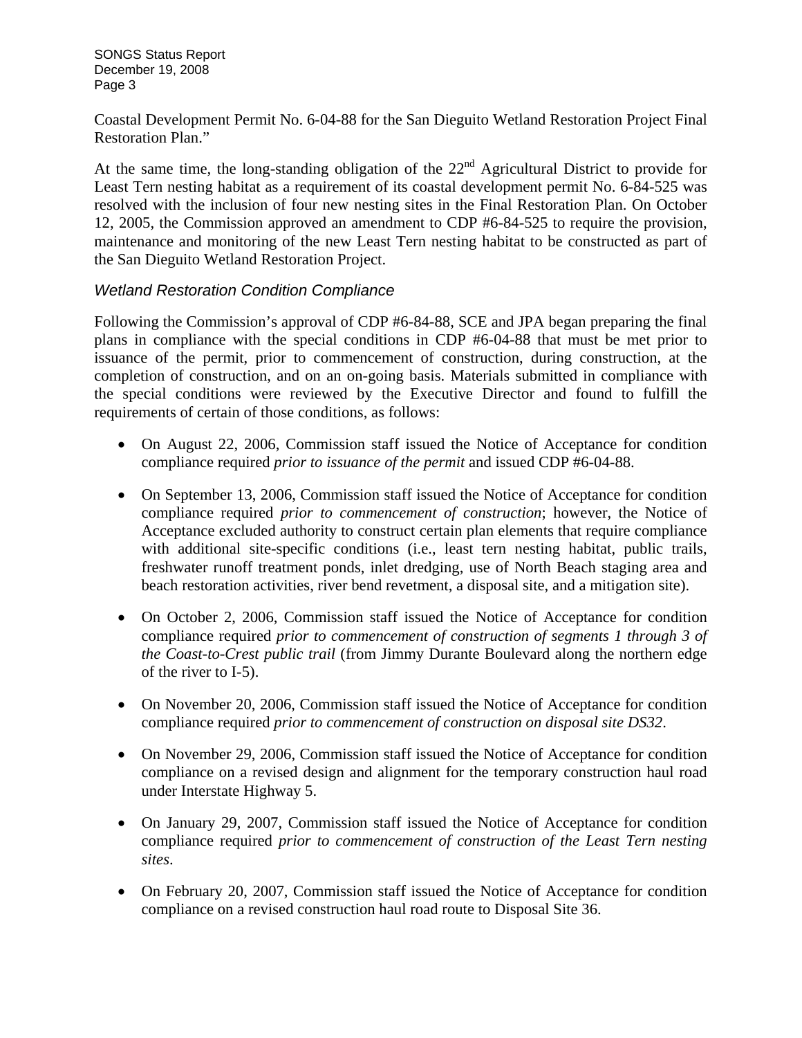Coastal Development Permit No. 6-04-88 for the San Dieguito Wetland Restoration Project Final Restoration Plan."

At the same time, the long-standing obligation of the 22nd Agricultural District to provide for Least Tern nesting habitat as a requirement of its coastal development permit No. 6-84-525 was resolved with the inclusion of four new nesting sites in the Final Restoration Plan. On October 12, 2005, the Commission approved an amendment to CDP #6-84-525 to require the provision, maintenance and monitoring of the new Least Tern nesting habitat to be constructed as part of the San Dieguito Wetland Restoration Project.

### *Wetland Restoration Condition Compliance*

Following the Commission's approval of CDP #6-84-88, SCE and JPA began preparing the final plans in compliance with the special conditions in CDP #6-04-88 that must be met prior to issuance of the permit, prior to commencement of construction, during construction, at the completion of construction, and on an on-going basis. Materials submitted in compliance with the special conditions were reviewed by the Executive Director and found to fulfill the requirements of certain of those conditions, as follows:

- On August 22, 2006, Commission staff issued the Notice of Acceptance for condition compliance required *prior to issuance of the permit* and issued CDP #6-04-88.
- On September 13, 2006, Commission staff issued the Notice of Acceptance for condition compliance required *prior to commencement of construction*; however, the Notice of Acceptance excluded authority to construct certain plan elements that require compliance with additional site-specific conditions (i.e., least tern nesting habitat, public trails, freshwater runoff treatment ponds, inlet dredging, use of North Beach staging area and beach restoration activities, river bend revetment, a disposal site, and a mitigation site).
- On October 2, 2006, Commission staff issued the Notice of Acceptance for condition compliance required *prior to commencement of construction of segments 1 through 3 of the Coast-to-Crest public trail* (from Jimmy Durante Boulevard along the northern edge of the river to I-5).
- On November 20, 2006, Commission staff issued the Notice of Acceptance for condition compliance required *prior to commencement of construction on disposal site DS32*.
- On November 29, 2006, Commission staff issued the Notice of Acceptance for condition compliance on a revised design and alignment for the temporary construction haul road under Interstate Highway 5.
- On January 29, 2007, Commission staff issued the Notice of Acceptance for condition compliance required *prior to commencement of construction of the Least Tern nesting sites*.
- On February 20, 2007, Commission staff issued the Notice of Acceptance for condition compliance on a revised construction haul road route to Disposal Site 36.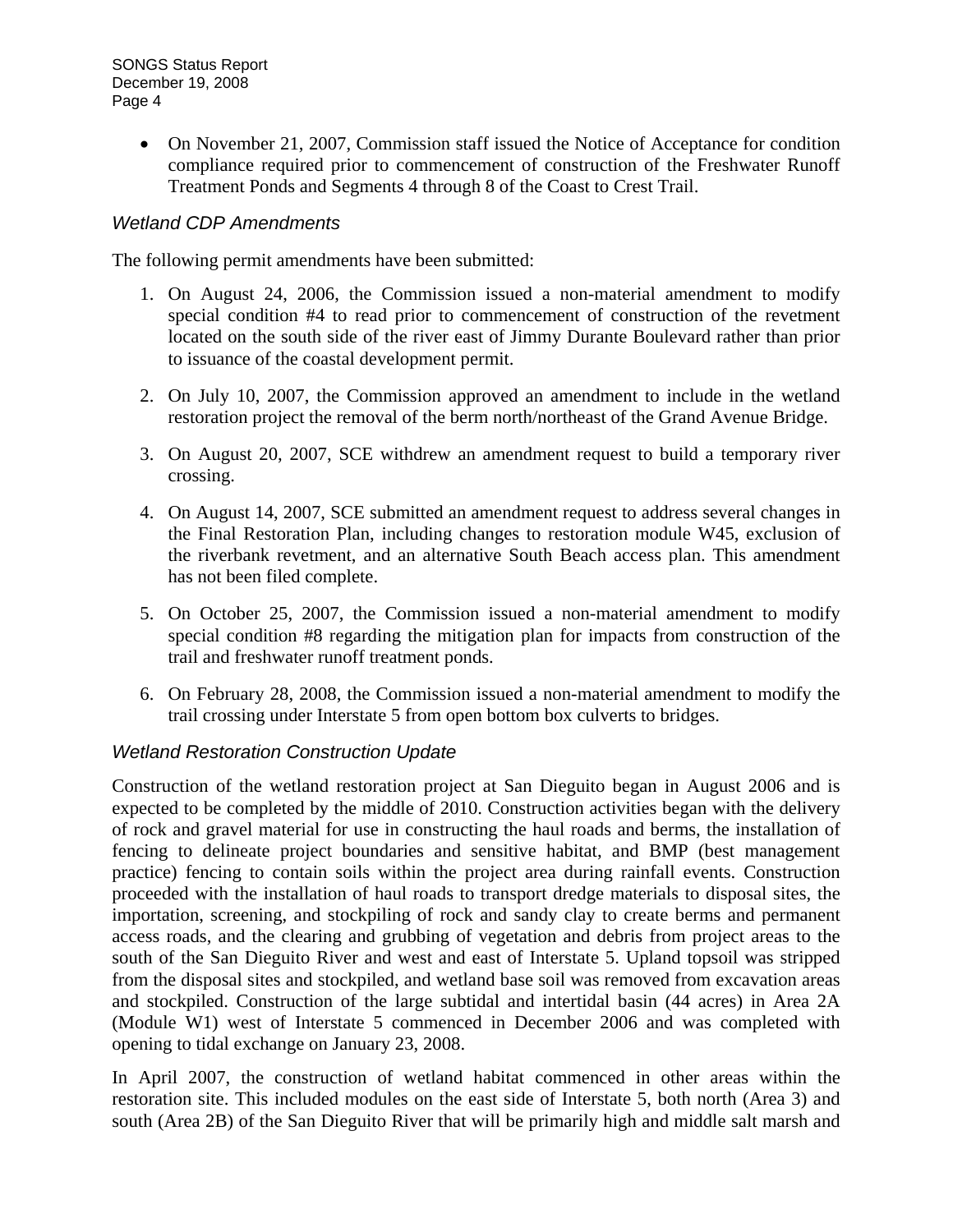- On November 21, 2007, Commission staff issued the Notice of Acceptance for condition compliance required prior to commencement of construction of the Freshwater Runoff Treatment Ponds and Segments 4 through 8 of the Coast to Crest Trail.

### *Wetland CDP Amendments*

The following permit amendments have been submitted:

1. On August 24, 2006, the Commission issued a non-material amendment to modify special condition #4 to read prior to commencement of construction of the revetment located on the south side of the river east of Jimmy Durante Boulevard rather than prior to issuance of the coastal development permit.
2. On July 10, 2007, the Commission approved an amendment to include in the wetland restoration project the removal of the berm north/northeast of the Grand Avenue Bridge.
3. On August 20, 2007, SCE withdrew an amendment request to build a temporary river crossing.
4. On August 14, 2007, SCE submitted an amendment request to address several changes in the Final Restoration Plan, including changes to restoration module W45, exclusion of the riverbank revetment, and an alternative South Beach access plan. This amendment has not been filed complete.
5. On October 25, 2007, the Commission issued a non-material amendment to modify special condition #8 regarding the mitigation plan for impacts from construction of the trail and freshwater runoff treatment ponds.
6. On February 28, 2008, the Commission issued a non-material amendment to modify the trail crossing under Interstate 5 from open bottom box culverts to bridges.

### *Wetland Restoration Construction Update*

Construction of the wetland restoration project at San Dieguito began in August 2006 and is expected to be completed by the middle of 2010. Construction activities began with the delivery of rock and gravel material for use in constructing the haul roads and berms, the installation of fencing to delineate project boundaries and sensitive habitat, and BMP (best management practice) fencing to contain soils within the project area during rainfall events. Construction proceeded with the installation of haul roads to transport dredge materials to disposal sites, the importation, screening, and stockpiling of rock and sandy clay to create berms and permanent access roads, and the clearing and grubbing of vegetation and debris from project areas to the south of the San Dieguito River and west and east of Interstate 5. Upland topsoil was stripped from the disposal sites and stockpiled, and wetland base soil was removed from excavation areas and stockpiled. Construction of the large subtidal and intertidal basin (44 acres) in Area 2A (Module W1) west of Interstate 5 commenced in December 2006 and was completed with opening to tidal exchange on January 23, 2008.

In April 2007, the construction of wetland habitat commenced in other areas within the restoration site. This included modules on the east side of Interstate 5, both north (Area 3) and south (Area 2B) of the San Dieguito River that will be primarily high and middle salt marsh and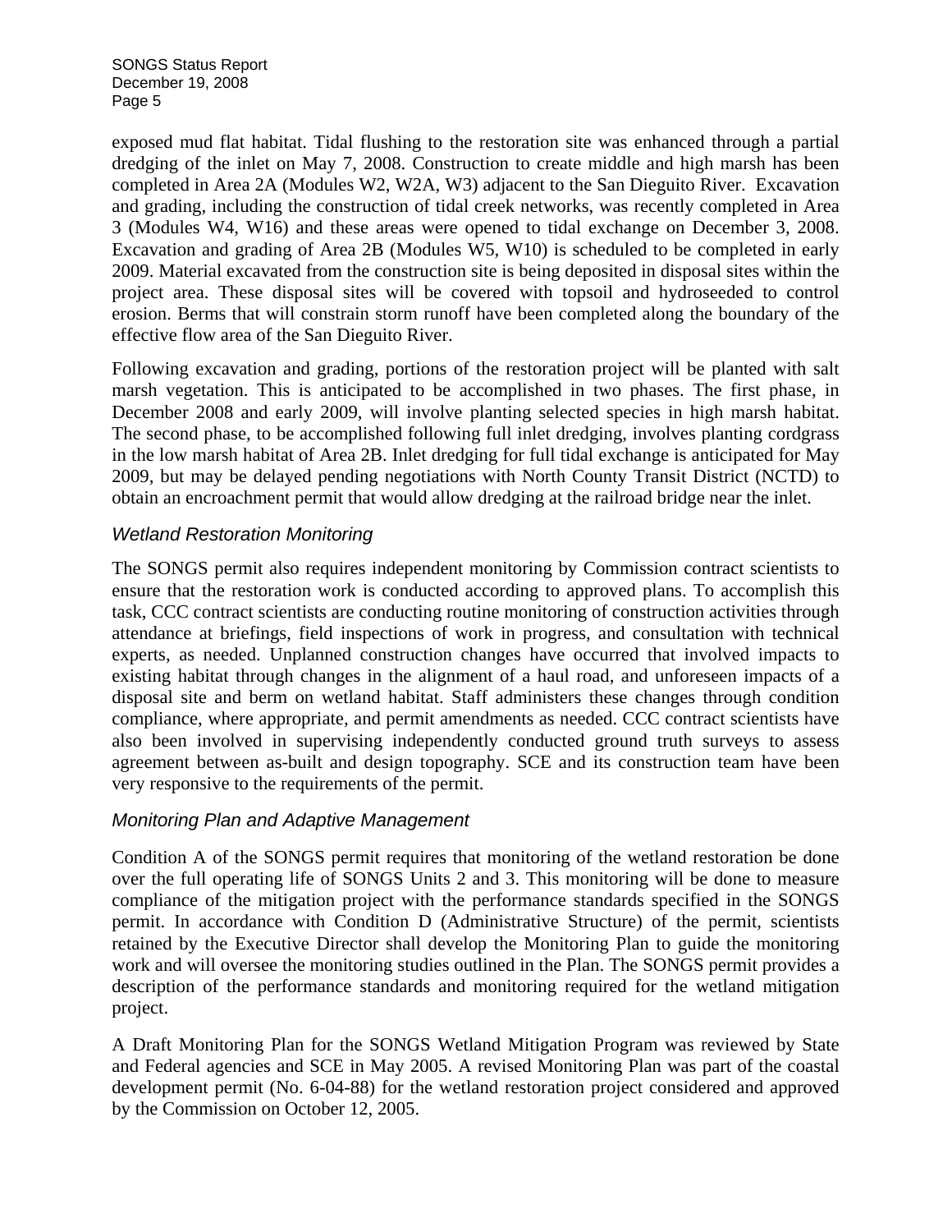exposed mud flat habitat. Tidal flushing to the restoration site was enhanced through a partial dredging of the inlet on May 7, 2008. Construction to create middle and high marsh has been completed in Area 2A (Modules W2, W2A, W3) adjacent to the San Dieguito River. Excavation and grading, including the construction of tidal creek networks, was recently completed in Area 3 (Modules W4, W16) and these areas were opened to tidal exchange on December 3, 2008. Excavation and grading of Area 2B (Modules W5, W10) is scheduled to be completed in early 2009. Material excavated from the construction site is being deposited in disposal sites within the project area. These disposal sites will be covered with topsoil and hydroseeded to control erosion. Berms that will constrain storm runoff have been completed along the boundary of the effective flow area of the San Dieguito River.

Following excavation and grading, portions of the restoration project will be planted with salt marsh vegetation. This is anticipated to be accomplished in two phases. The first phase, in December 2008 and early 2009, will involve planting selected species in high marsh habitat. The second phase, to be accomplished following full inlet dredging, involves planting cordgrass in the low marsh habitat of Area 2B. Inlet dredging for full tidal exchange is anticipated for May 2009, but may be delayed pending negotiations with North County Transit District (NCTD) to obtain an encroachment permit that would allow dredging at the railroad bridge near the inlet.

### *Wetland Restoration Monitoring*

The SONGS permit also requires independent monitoring by Commission contract scientists to ensure that the restoration work is conducted according to approved plans. To accomplish this task, CCC contract scientists are conducting routine monitoring of construction activities through attendance at briefings, field inspections of work in progress, and consultation with technical experts, as needed. Unplanned construction changes have occurred that involved impacts to existing habitat through changes in the alignment of a haul road, and unforeseen impacts of a disposal site and berm on wetland habitat. Staff administers these changes through condition compliance, where appropriate, and permit amendments as needed. CCC contract scientists have also been involved in supervising independently conducted ground truth surveys to assess agreement between as-built and design topography. SCE and its construction team have been very responsive to the requirements of the permit.

### *Monitoring Plan and Adaptive Management*

Condition A of the SONGS permit requires that monitoring of the wetland restoration be done over the full operating life of SONGS Units 2 and 3. This monitoring will be done to measure compliance of the mitigation project with the performance standards specified in the SONGS permit. In accordance with Condition D (Administrative Structure) of the permit, scientists retained by the Executive Director shall develop the Monitoring Plan to guide the monitoring work and will oversee the monitoring studies outlined in the Plan. The SONGS permit provides a description of the performance standards and monitoring required for the wetland mitigation project.

A Draft Monitoring Plan for the SONGS Wetland Mitigation Program was reviewed by State and Federal agencies and SCE in May 2005. A revised Monitoring Plan was part of the coastal development permit (No. 6-04-88) for the wetland restoration project considered and approved by the Commission on October 12, 2005.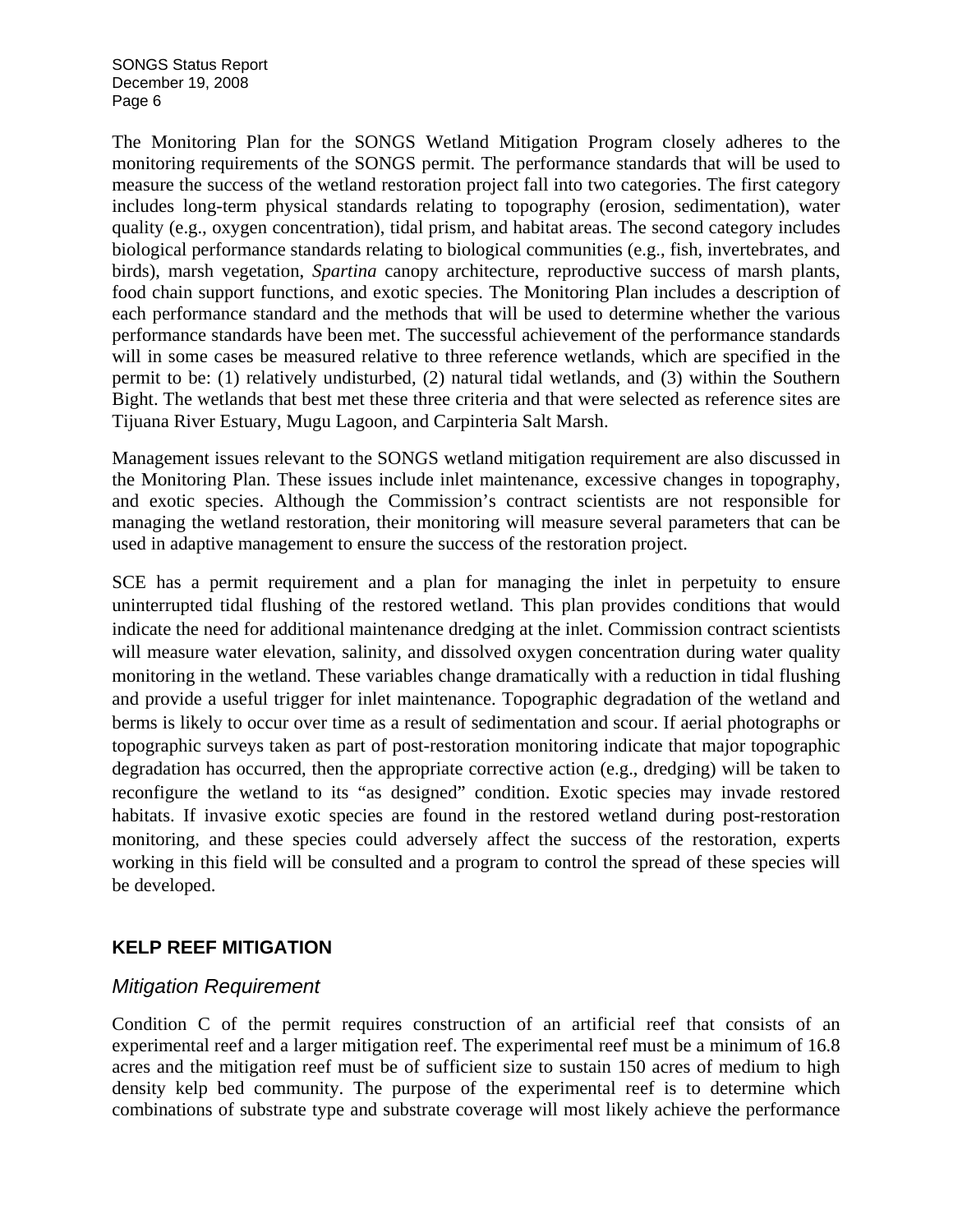The Monitoring Plan for the SONGS Wetland Mitigation Program closely adheres to the monitoring requirements of the SONGS permit. The performance standards that will be used to measure the success of the wetland restoration project fall into two categories. The first category includes long-term physical standards relating to topography (erosion, sedimentation), water quality (e.g., oxygen concentration), tidal prism, and habitat areas. The second category includes biological performance standards relating to biological communities (e.g., fish, invertebrates, and birds), marsh vegetation, *Spartina* canopy architecture, reproductive success of marsh plants, food chain support functions, and exotic species. The Monitoring Plan includes a description of each performance standard and the methods that will be used to determine whether the various performance standards have been met. The successful achievement of the performance standards will in some cases be measured relative to three reference wetlands, which are specified in the permit to be: (1) relatively undisturbed, (2) natural tidal wetlands, and (3) within the Southern Bight. The wetlands that best met these three criteria and that were selected as reference sites are Tijuana River Estuary, Mugu Lagoon, and Carpinteria Salt Marsh.

Management issues relevant to the SONGS wetland mitigation requirement are also discussed in the Monitoring Plan. These issues include inlet maintenance, excessive changes in topography, and exotic species. Although the Commission's contract scientists are not responsible for managing the wetland restoration, their monitoring will measure several parameters that can be used in adaptive management to ensure the success of the restoration project.

SCE has a permit requirement and a plan for managing the inlet in perpetuity to ensure uninterrupted tidal flushing of the restored wetland. This plan provides conditions that would indicate the need for additional maintenance dredging at the inlet. Commission contract scientists will measure water elevation, salinity, and dissolved oxygen concentration during water quality monitoring in the wetland. These variables change dramatically with a reduction in tidal flushing and provide a useful trigger for inlet maintenance. Topographic degradation of the wetland and berms is likely to occur over time as a result of sedimentation and scour. If aerial photographs or topographic surveys taken as part of post-restoration monitoring indicate that major topographic degradation has occurred, then the appropriate corrective action (e.g., dredging) will be taken to reconfigure the wetland to its "as designed" condition. Exotic species may invade restored habitats. If invasive exotic species are found in the restored wetland during post-restoration monitoring, and these species could adversely affect the success of the restoration, experts working in this field will be consulted and a program to control the spread of these species will be developed.

## KELP REEF MITIGATION

### *Mitigation Requirement*

Condition C of the permit requires construction of an artificial reef that consists of an experimental reef and a larger mitigation reef. The experimental reef must be a minimum of 16.8 acres and the mitigation reef must be of sufficient size to sustain 150 acres of medium to high density kelp bed community. The purpose of the experimental reef is to determine which combinations of substrate type and substrate coverage will most likely achieve the performance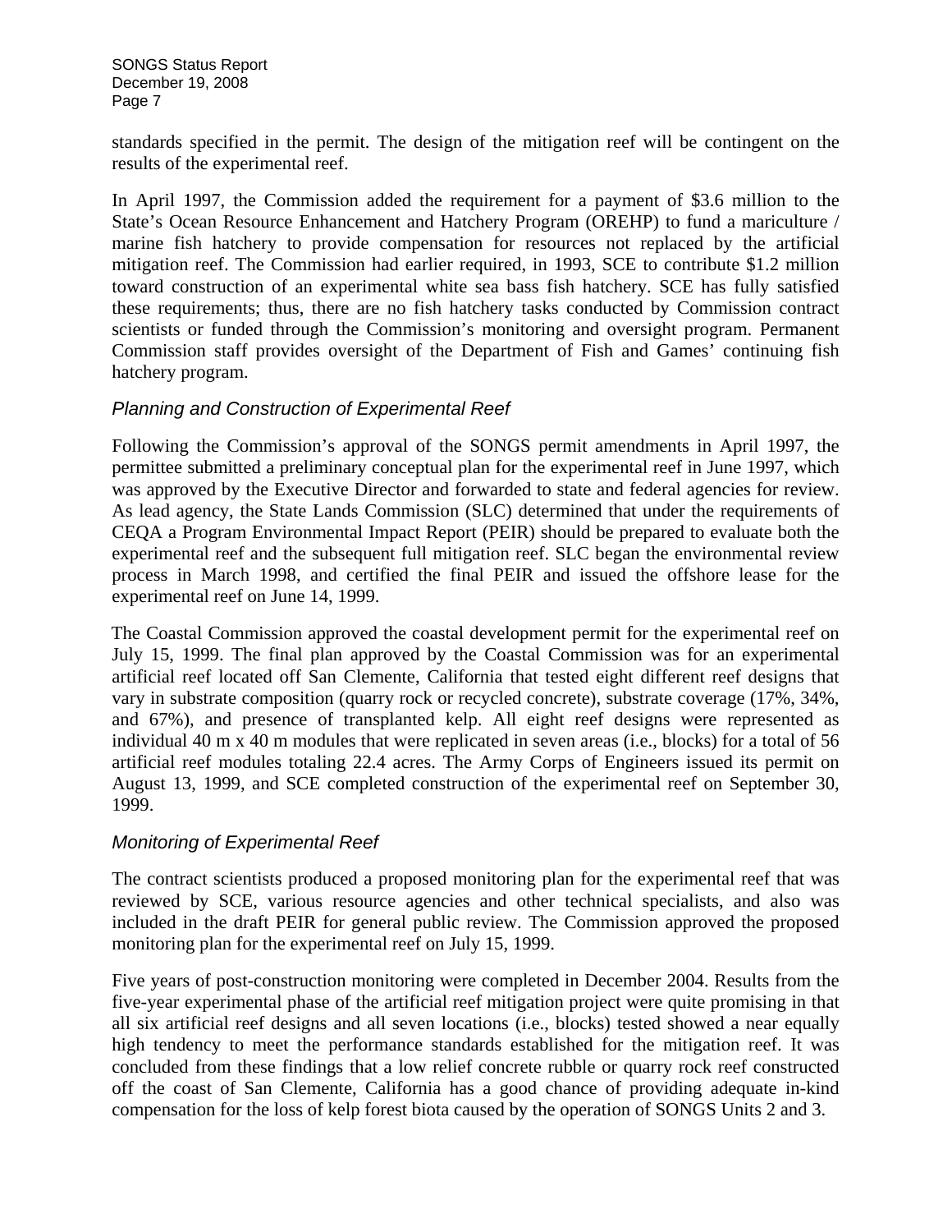standards specified in the permit. The design of the mitigation reef will be contingent on the results of the experimental reef.

In April 1997, the Commission added the requirement for a payment of $3.6 million to the State's Ocean Resource Enhancement and Hatchery Program (OREHP) to fund a mariculture / marine fish hatchery to provide compensation for resources not replaced by the artificial mitigation reef. The Commission had earlier required, in 1993, SCE to contribute $1.2 million toward construction of an experimental white sea bass fish hatchery. SCE has fully satisfied these requirements; thus, there are no fish hatchery tasks conducted by Commission contract scientists or funded through the Commission's monitoring and oversight program. Permanent Commission staff provides oversight of the Department of Fish and Games' continuing fish hatchery program.

### *Planning and Construction of Experimental Reef*

Following the Commission's approval of the SONGS permit amendments in April 1997, the permittee submitted a preliminary conceptual plan for the experimental reef in June 1997, which was approved by the Executive Director and forwarded to state and federal agencies for review. As lead agency, the State Lands Commission (SLC) determined that under the requirements of CEQA a Program Environmental Impact Report (PEIR) should be prepared to evaluate both the experimental reef and the subsequent full mitigation reef. SLC began the environmental review process in March 1998, and certified the final PEIR and issued the offshore lease for the experimental reef on June 14, 1999.

The Coastal Commission approved the coastal development permit for the experimental reef on July 15, 1999. The final plan approved by the Coastal Commission was for an experimental artificial reef located off San Clemente, California that tested eight different reef designs that vary in substrate composition (quarry rock or recycled concrete), substrate coverage (17%, 34%, and 67%), and presence of transplanted kelp. All eight reef designs were represented as individual 40 m x 40 m modules that were replicated in seven areas (i.e., blocks) for a total of 56 artificial reef modules totaling 22.4 acres. The Army Corps of Engineers issued its permit on August 13, 1999, and SCE completed construction of the experimental reef on September 30, 1999.

### *Monitoring of Experimental Reef*

The contract scientists produced a proposed monitoring plan for the experimental reef that was reviewed by SCE, various resource agencies and other technical specialists, and also was included in the draft PEIR for general public review. The Commission approved the proposed monitoring plan for the experimental reef on July 15, 1999.

Five years of post-construction monitoring were completed in December 2004. Results from the five-year experimental phase of the artificial reef mitigation project were quite promising in that all six artificial reef designs and all seven locations (i.e., blocks) tested showed a near equally high tendency to meet the performance standards established for the mitigation reef. It was concluded from these findings that a low relief concrete rubble or quarry rock reef constructed off the coast of San Clemente, California has a good chance of providing adequate in-kind compensation for the loss of kelp forest biota caused by the operation of SONGS Units 2 and 3.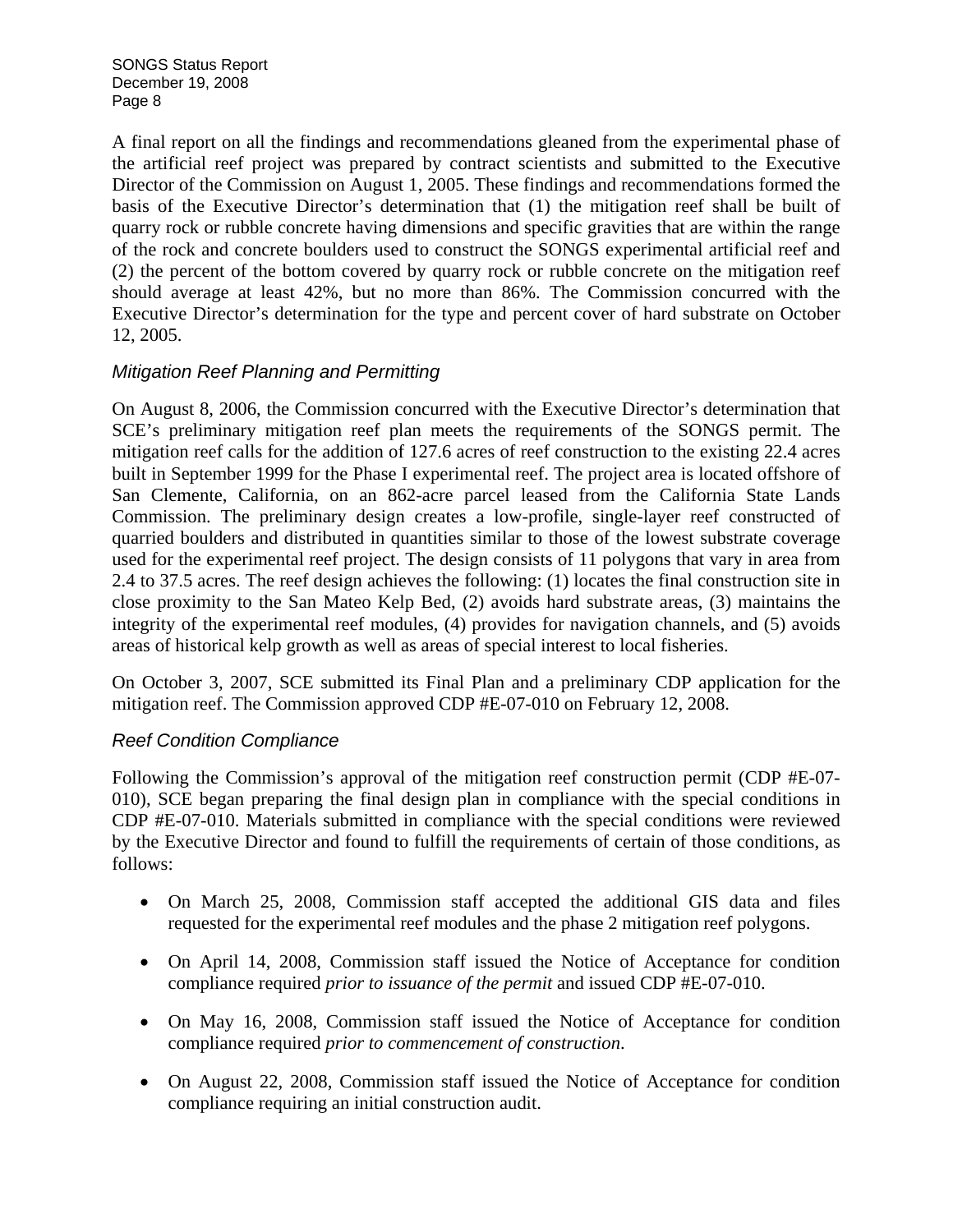A final report on all the findings and recommendations gleaned from the experimental phase of the artificial reef project was prepared by contract scientists and submitted to the Executive Director of the Commission on August 1, 2005. These findings and recommendations formed the basis of the Executive Director's determination that (1) the mitigation reef shall be built of quarry rock or rubble concrete having dimensions and specific gravities that are within the range of the rock and concrete boulders used to construct the SONGS experimental artificial reef and (2) the percent of the bottom covered by quarry rock or rubble concrete on the mitigation reef should average at least 42%, but no more than 86%. The Commission concurred with the Executive Director's determination for the type and percent cover of hard substrate on October 12, 2005.

### *Mitigation Reef Planning and Permitting*

On August 8, 2006, the Commission concurred with the Executive Director's determination that SCE's preliminary mitigation reef plan meets the requirements of the SONGS permit. The mitigation reef calls for the addition of 127.6 acres of reef construction to the existing 22.4 acres built in September 1999 for the Phase I experimental reef. The project area is located offshore of San Clemente, California, on an 862-acre parcel leased from the California State Lands Commission. The preliminary design creates a low-profile, single-layer reef constructed of quarried boulders and distributed in quantities similar to those of the lowest substrate coverage used for the experimental reef project. The design consists of 11 polygons that vary in area from 2.4 to 37.5 acres. The reef design achieves the following: (1) locates the final construction site in close proximity to the San Mateo Kelp Bed, (2) avoids hard substrate areas, (3) maintains the integrity of the experimental reef modules, (4) provides for navigation channels, and (5) avoids areas of historical kelp growth as well as areas of special interest to local fisheries.

On October 3, 2007, SCE submitted its Final Plan and a preliminary CDP application for the mitigation reef. The Commission approved CDP #E-07-010 on February 12, 2008.

### *Reef Condition Compliance*

Following the Commission's approval of the mitigation reef construction permit (CDP #E-07-010), SCE began preparing the final design plan in compliance with the special conditions in CDP #E-07-010. Materials submitted in compliance with the special conditions were reviewed by the Executive Director and found to fulfill the requirements of certain of those conditions, as follows:

- On March 25, 2008, Commission staff accepted the additional GIS data and files requested for the experimental reef modules and the phase 2 mitigation reef polygons.
- On April 14, 2008, Commission staff issued the Notice of Acceptance for condition compliance required *prior to issuance of the permit* and issued CDP #E-07-010.
- On May 16, 2008, Commission staff issued the Notice of Acceptance for condition compliance required *prior to commencement of construction*.
- On August 22, 2008, Commission staff issued the Notice of Acceptance for condition compliance requiring an initial construction audit.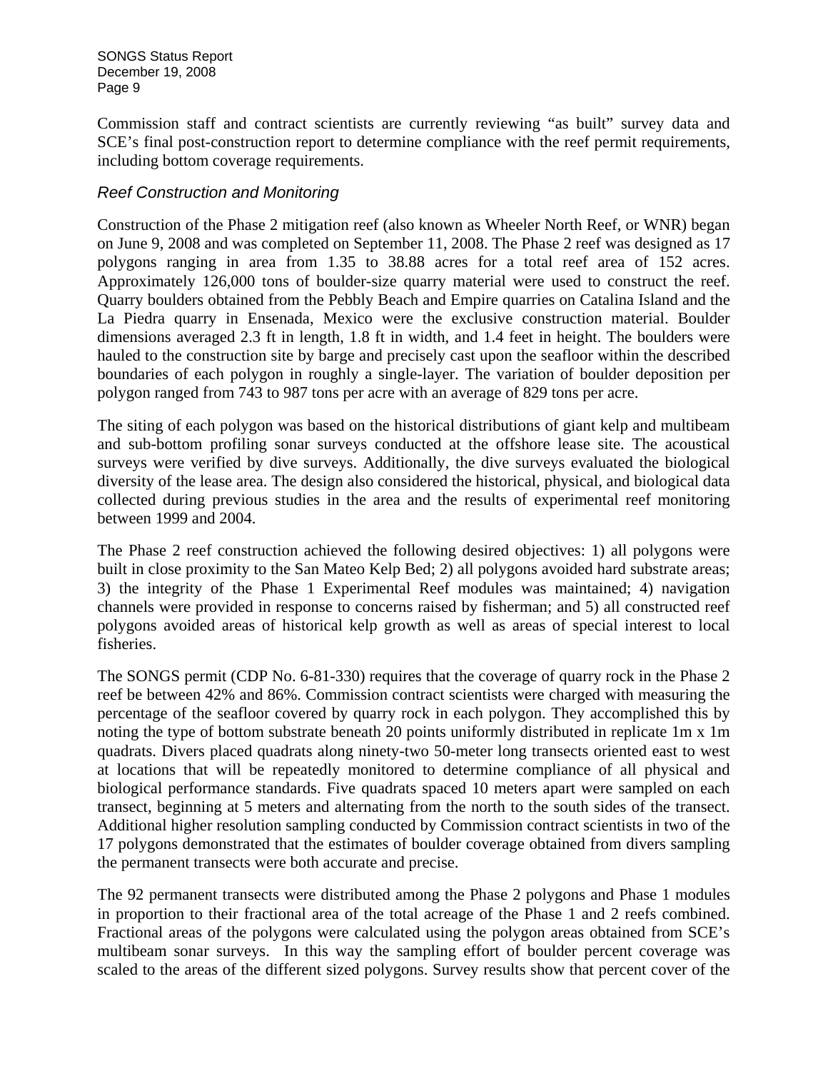Commission staff and contract scientists are currently reviewing "as built" survey data and SCE's final post-construction report to determine compliance with the reef permit requirements, including bottom coverage requirements.

### *Reef Construction and Monitoring*

Construction of the Phase 2 mitigation reef (also known as Wheeler North Reef, or WNR) began on June 9, 2008 and was completed on September 11, 2008. The Phase 2 reef was designed as 17 polygons ranging in area from 1.35 to 38.88 acres for a total reef area of 152 acres. Approximately 126,000 tons of boulder-size quarry material were used to construct the reef. Quarry boulders obtained from the Pebbly Beach and Empire quarries on Catalina Island and the La Piedra quarry in Ensenada, Mexico were the exclusive construction material. Boulder dimensions averaged 2.3 ft in length, 1.8 ft in width, and 1.4 feet in height. The boulders were hauled to the construction site by barge and precisely cast upon the seafloor within the described boundaries of each polygon in roughly a single-layer. The variation of boulder deposition per polygon ranged from 743 to 987 tons per acre with an average of 829 tons per acre.

The siting of each polygon was based on the historical distributions of giant kelp and multibeam and sub-bottom profiling sonar surveys conducted at the offshore lease site. The acoustical surveys were verified by dive surveys. Additionally, the dive surveys evaluated the biological diversity of the lease area. The design also considered the historical, physical, and biological data collected during previous studies in the area and the results of experimental reef monitoring between 1999 and 2004.

The Phase 2 reef construction achieved the following desired objectives: 1) all polygons were built in close proximity to the San Mateo Kelp Bed; 2) all polygons avoided hard substrate areas; 3) the integrity of the Phase 1 Experimental Reef modules was maintained; 4) navigation channels were provided in response to concerns raised by fisherman; and 5) all constructed reef polygons avoided areas of historical kelp growth as well as areas of special interest to local fisheries.

The SONGS permit (CDP No. 6-81-330) requires that the coverage of quarry rock in the Phase 2 reef be between 42% and 86%. Commission contract scientists were charged with measuring the percentage of the seafloor covered by quarry rock in each polygon. They accomplished this by noting the type of bottom substrate beneath 20 points uniformly distributed in replicate 1m x 1m quadrats. Divers placed quadrats along ninety-two 50-meter long transects oriented east to west at locations that will be repeatedly monitored to determine compliance of all physical and biological performance standards. Five quadrats spaced 10 meters apart were sampled on each transect, beginning at 5 meters and alternating from the north to the south sides of the transect. Additional higher resolution sampling conducted by Commission contract scientists in two of the 17 polygons demonstrated that the estimates of boulder coverage obtained from divers sampling the permanent transects were both accurate and precise.

The 92 permanent transects were distributed among the Phase 2 polygons and Phase 1 modules in proportion to their fractional area of the total acreage of the Phase 1 and 2 reefs combined. Fractional areas of the polygons were calculated using the polygon areas obtained from SCE's multibeam sonar surveys. In this way the sampling effort of boulder percent coverage was scaled to the areas of the different sized polygons. Survey results show that percent cover of the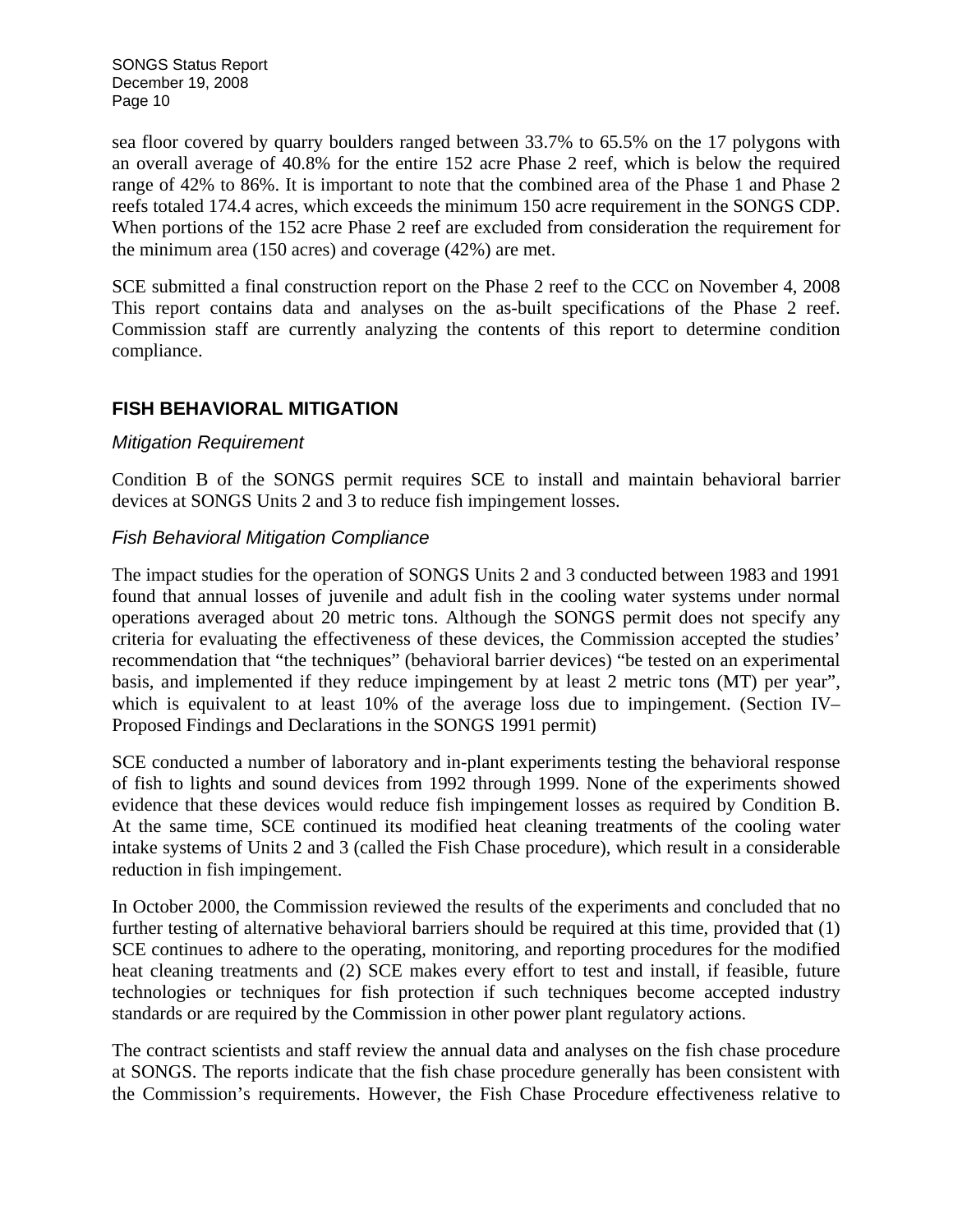sea floor covered by quarry boulders ranged between 33.7% to 65.5% on the 17 polygons with an overall average of 40.8% for the entire 152 acre Phase 2 reef, which is below the required range of 42% to 86%. It is important to note that the combined area of the Phase 1 and Phase 2 reefs totaled 174.4 acres, which exceeds the minimum 150 acre requirement in the SONGS CDP. When portions of the 152 acre Phase 2 reef are excluded from consideration the requirement for the minimum area (150 acres) and coverage (42%) are met.

SCE submitted a final construction report on the Phase 2 reef to the CCC on November 4, 2008 This report contains data and analyses on the as-built specifications of the Phase 2 reef. Commission staff are currently analyzing the contents of this report to determine condition compliance.

## FISH BEHAVIORAL MITIGATION

### *Mitigation Requirement*

Condition B of the SONGS permit requires SCE to install and maintain behavioral barrier devices at SONGS Units 2 and 3 to reduce fish impingement losses.

### *Fish Behavioral Mitigation Compliance*

The impact studies for the operation of SONGS Units 2 and 3 conducted between 1983 and 1991 found that annual losses of juvenile and adult fish in the cooling water systems under normal operations averaged about 20 metric tons. Although the SONGS permit does not specify any criteria for evaluating the effectiveness of these devices, the Commission accepted the studies' recommendation that "the techniques" (behavioral barrier devices) "be tested on an experimental basis, and implemented if they reduce impingement by at least 2 metric tons (MT) per year", which is equivalent to at least 10% of the average loss due to impingement. (Section IV–Proposed Findings and Declarations in the SONGS 1991 permit)

SCE conducted a number of laboratory and in-plant experiments testing the behavioral response of fish to lights and sound devices from 1992 through 1999. None of the experiments showed evidence that these devices would reduce fish impingement losses as required by Condition B. At the same time, SCE continued its modified heat cleaning treatments of the cooling water intake systems of Units 2 and 3 (called the Fish Chase procedure), which result in a considerable reduction in fish impingement.

In October 2000, the Commission reviewed the results of the experiments and concluded that no further testing of alternative behavioral barriers should be required at this time, provided that (1) SCE continues to adhere to the operating, monitoring, and reporting procedures for the modified heat cleaning treatments and (2) SCE makes every effort to test and install, if feasible, future technologies or techniques for fish protection if such techniques become accepted industry standards or are required by the Commission in other power plant regulatory actions.

The contract scientists and staff review the annual data and analyses on the fish chase procedure at SONGS. The reports indicate that the fish chase procedure generally has been consistent with the Commission's requirements. However, the Fish Chase Procedure effectiveness relative to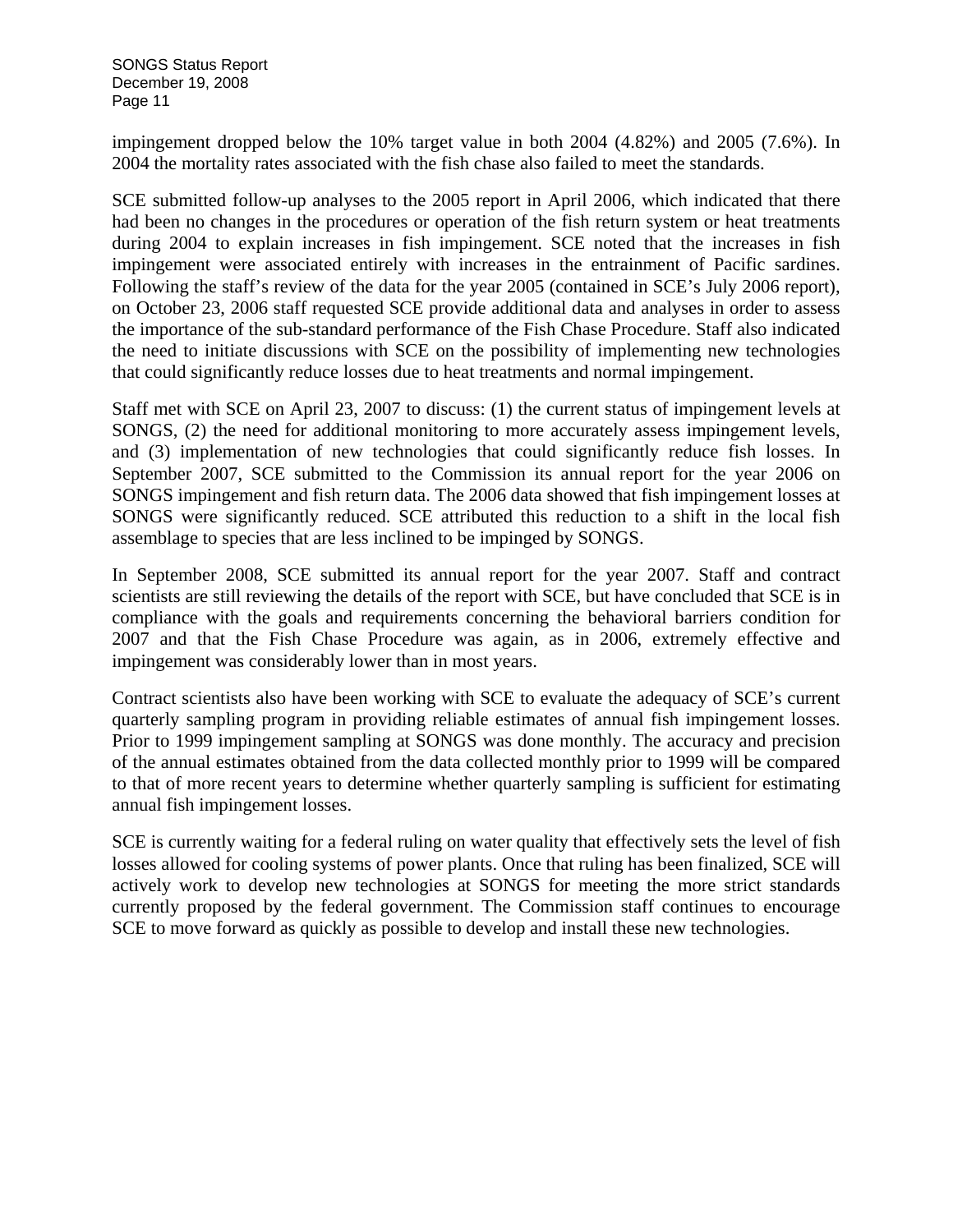impingement dropped below the 10% target value in both 2004 (4.82%) and 2005 (7.6%). In 2004 the mortality rates associated with the fish chase also failed to meet the standards.

SCE submitted follow-up analyses to the 2005 report in April 2006, which indicated that there had been no changes in the procedures or operation of the fish return system or heat treatments during 2004 to explain increases in fish impingement. SCE noted that the increases in fish impingement were associated entirely with increases in the entrainment of Pacific sardines. Following the staff's review of the data for the year 2005 (contained in SCE's July 2006 report), on October 23, 2006 staff requested SCE provide additional data and analyses in order to assess the importance of the sub-standard performance of the Fish Chase Procedure. Staff also indicated the need to initiate discussions with SCE on the possibility of implementing new technologies that could significantly reduce losses due to heat treatments and normal impingement.

Staff met with SCE on April 23, 2007 to discuss: (1) the current status of impingement levels at SONGS, (2) the need for additional monitoring to more accurately assess impingement levels, and (3) implementation of new technologies that could significantly reduce fish losses. In September 2007, SCE submitted to the Commission its annual report for the year 2006 on SONGS impingement and fish return data. The 2006 data showed that fish impingement losses at SONGS were significantly reduced. SCE attributed this reduction to a shift in the local fish assemblage to species that are less inclined to be impinged by SONGS.

In September 2008, SCE submitted its annual report for the year 2007. Staff and contract scientists are still reviewing the details of the report with SCE, but have concluded that SCE is in compliance with the goals and requirements concerning the behavioral barriers condition for 2007 and that the Fish Chase Procedure was again, as in 2006, extremely effective and impingement was considerably lower than in most years.

Contract scientists also have been working with SCE to evaluate the adequacy of SCE's current quarterly sampling program in providing reliable estimates of annual fish impingement losses. Prior to 1999 impingement sampling at SONGS was done monthly. The accuracy and precision of the annual estimates obtained from the data collected monthly prior to 1999 will be compared to that of more recent years to determine whether quarterly sampling is sufficient for estimating annual fish impingement losses.

SCE is currently waiting for a federal ruling on water quality that effectively sets the level of fish losses allowed for cooling systems of power plants. Once that ruling has been finalized, SCE will actively work to develop new technologies at SONGS for meeting the more strict standards currently proposed by the federal government. The Commission staff continues to encourage SCE to move forward as quickly as possible to develop and install these new technologies.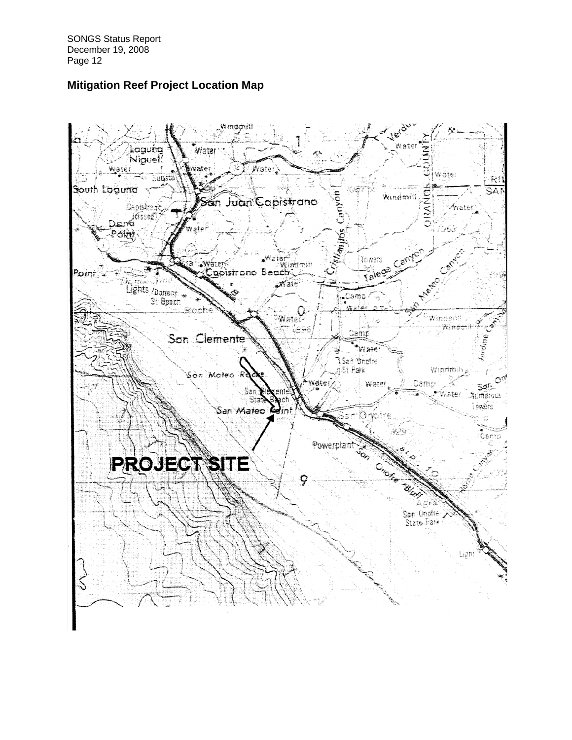## Mitigation Reef Project Location Map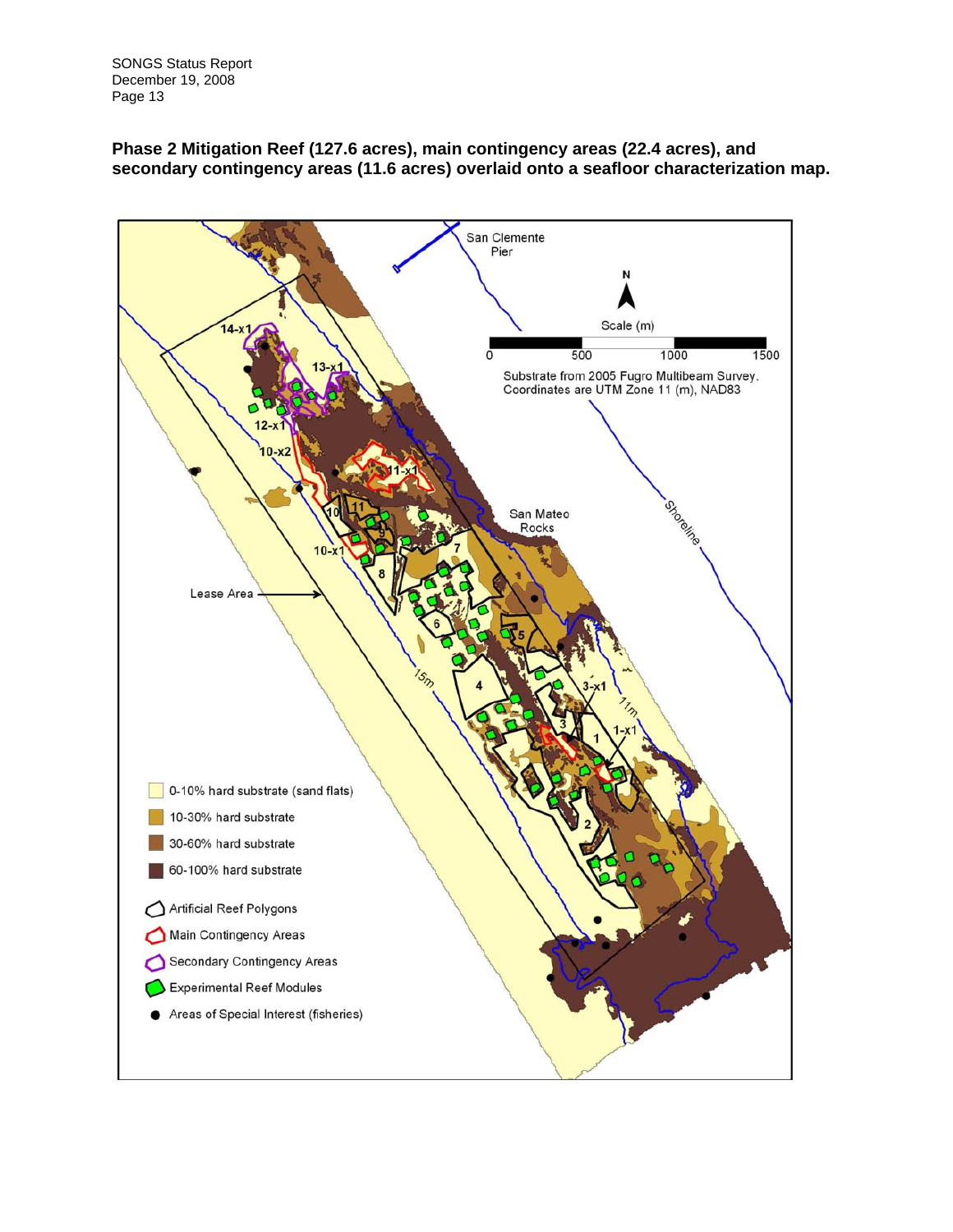**Phase 2 Mitigation Reef (127.6 acres), main contingency areas (22.4 acres), and secondary contingency areas (11.6 acres) overlaid onto a seafloor characterization map.**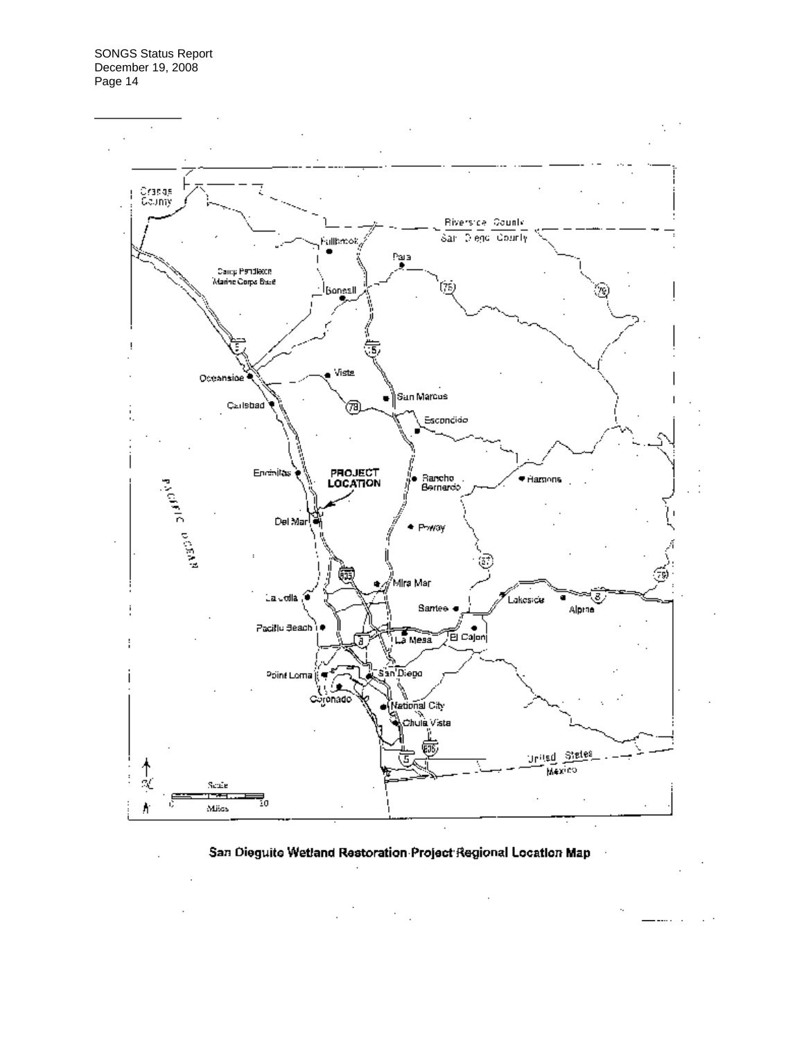San Dieguito Wetland Restoration Project Regional Location Map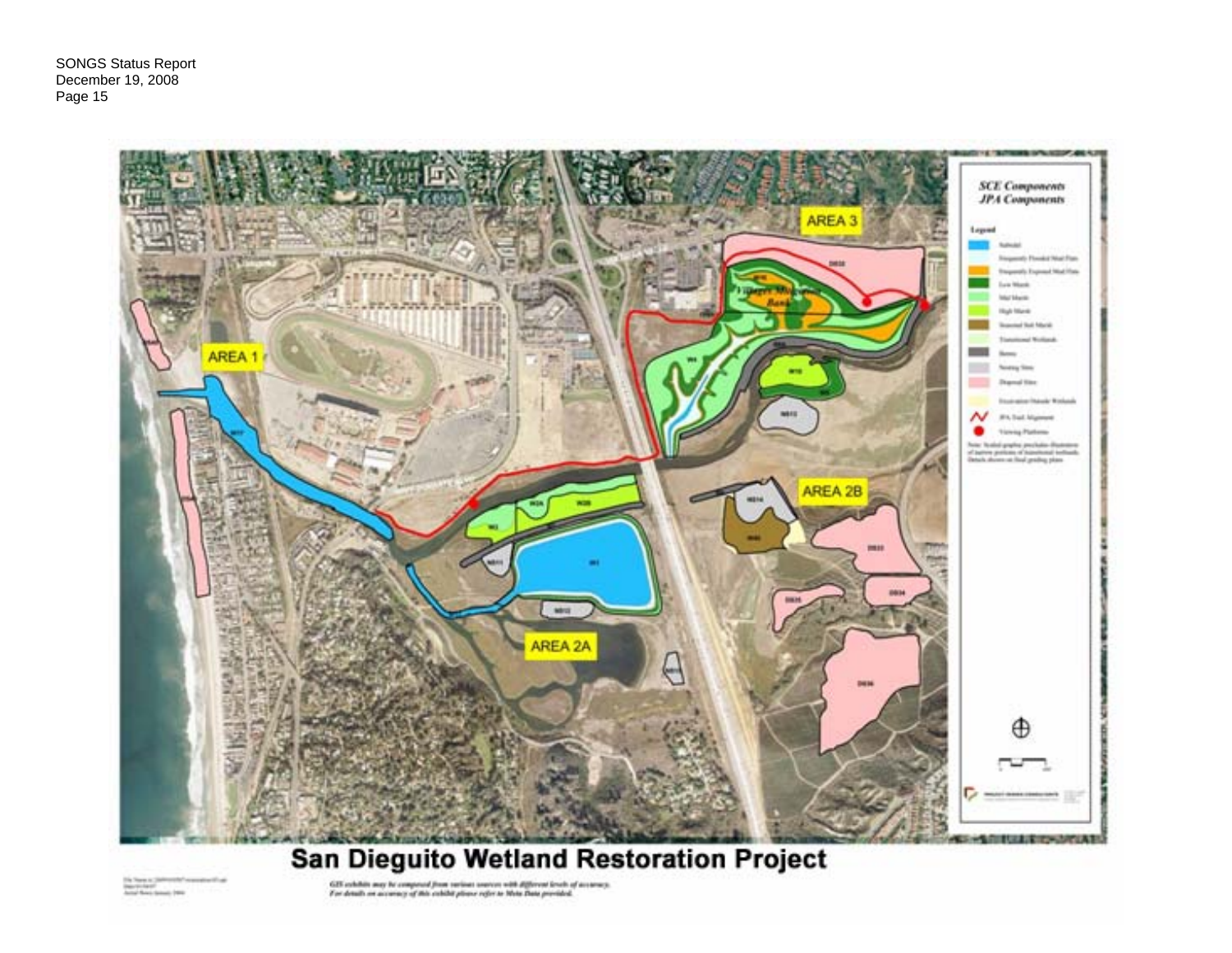AREA 1

AREA 2A

AREA 2B

AREA 3

*SCE Components*
*JPA Components*

Legend

Subtidal

Frequently Flooded Mud Flats

Frequently Exposed Mud Flats

Low Marsh

Mid Marsh

High Marsh

Seasonal Salt Marsh

Transitional Wetlands

Berms

Nesting Sites

Disposal Sites

Excavation Outside Wetlands

JPA Trail Alignment

Viewing Platforms

# San Dieguito Wetland Restoration Project

*GIS exhibits may be composed from various sources with different levels of accuracy.*
*For details on accuracy of this exhibit please refer to Meta Data provided.*